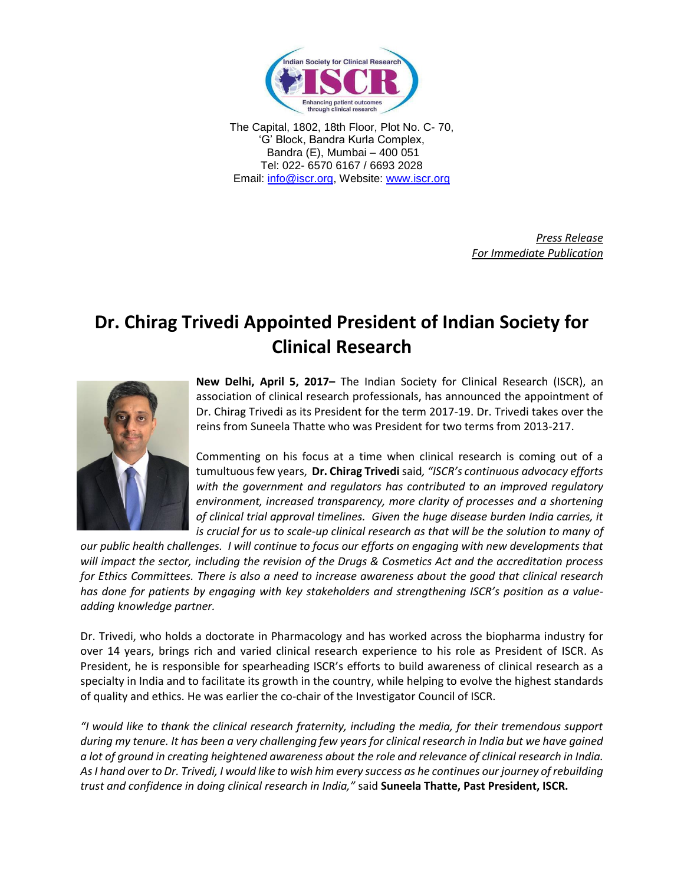Indian Society for Clinical Research

ISCR

Enhancing patient outcomes through clinical research

The Capital, 1802, 18th Floor, Plot No. C- 70,
'G' Block, Bandra Kurla Complex,
Bandra (E), Mumbai – 400 051
Tel: 022- 6570 6167 / 6693 2028
Email: info@iscr.org, Website: www.iscr.org

*Press Release*
*For Immediate Publication*

# Dr. Chirag Trivedi Appointed President of Indian Society for Clinical Research

**New Delhi, April 5, 2017–** The Indian Society for Clinical Research (ISCR), an association of clinical research professionals, has announced the appointment of Dr. Chirag Trivedi as its President for the term 2017-19. Dr. Trivedi takes over the reins from Suneela Thatte who was President for two terms from 2013-217.

Commenting on his focus at a time when clinical research is coming out of a tumultuous few years, **Dr. Chirag Trivedi** said*, "ISCR's continuous advocacy efforts with the government and regulators has contributed to an improved regulatory environment, increased transparency, more clarity of processes and a shortening of clinical trial approval timelines. Given the huge disease burden India carries, it is crucial for us to scale-up clinical research as that will be the solution to many of our public health challenges. I will continue to focus our efforts on engaging with new developments that will impact the sector, including the revision of the Drugs & Cosmetics Act and the accreditation process for Ethics Committees. There is also a need to increase awareness about the good that clinical research has done for patients by engaging with key stakeholders and strengthening ISCR's position as a value-adding knowledge partner.*

Dr. Trivedi, who holds a doctorate in Pharmacology and has worked across the biopharma industry for over 14 years, brings rich and varied clinical research experience to his role as President of ISCR. As President, he is responsible for spearheading ISCR's efforts to build awareness of clinical research as a specialty in India and to facilitate its growth in the country, while helping to evolve the highest standards of quality and ethics. He was earlier the co-chair of the Investigator Council of ISCR.

*"I would like to thank the clinical research fraternity, including the media, for their tremendous support during my tenure. It has been a very challenging few years for clinical research in India but we have gained a lot of ground in creating heightened awareness about the role and relevance of clinical research in India. As I hand over to Dr. Trivedi, I would like to wish him every success as he continues our journey of rebuilding trust and confidence in doing clinical research in India,"* said **Suneela Thatte, Past President, ISCR.**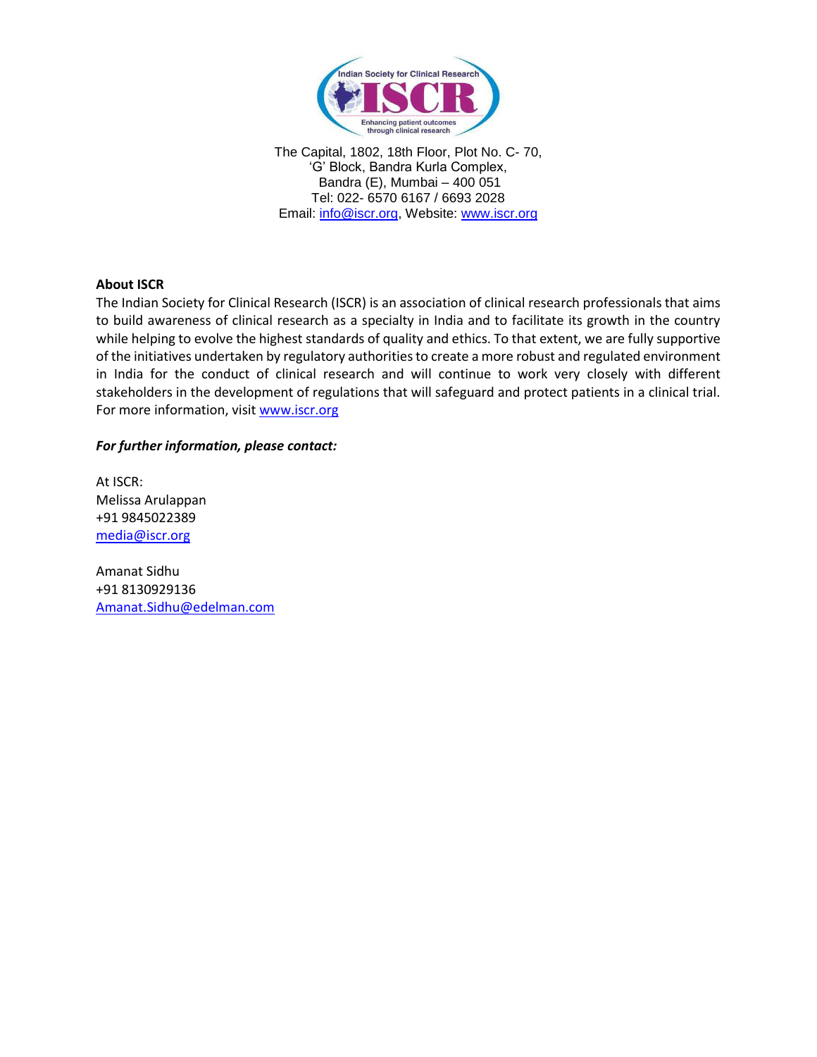The Capital, 1802, 18th Floor, Plot No. C- 70,
'G' Block, Bandra Kurla Complex,
Bandra (E), Mumbai – 400 051
Tel: 022- 6570 6167 / 6693 2028
Email: info@iscr.org, Website: www.iscr.org

**About ISCR**

The Indian Society for Clinical Research (ISCR) is an association of clinical research professionals that aims to build awareness of clinical research as a specialty in India and to facilitate its growth in the country while helping to evolve the highest standards of quality and ethics. To that extent, we are fully supportive of the initiatives undertaken by regulatory authorities to create a more robust and regulated environment in India for the conduct of clinical research and will continue to work very closely with different stakeholders in the development of regulations that will safeguard and protect patients in a clinical trial. For more information, visit www.iscr.org

***For further information, please contact:***

At ISCR:
Melissa Arulappan
+91 9845022389
media@iscr.org

Amanat Sidhu
+91 8130929136
Amanat.Sidhu@edelman.com